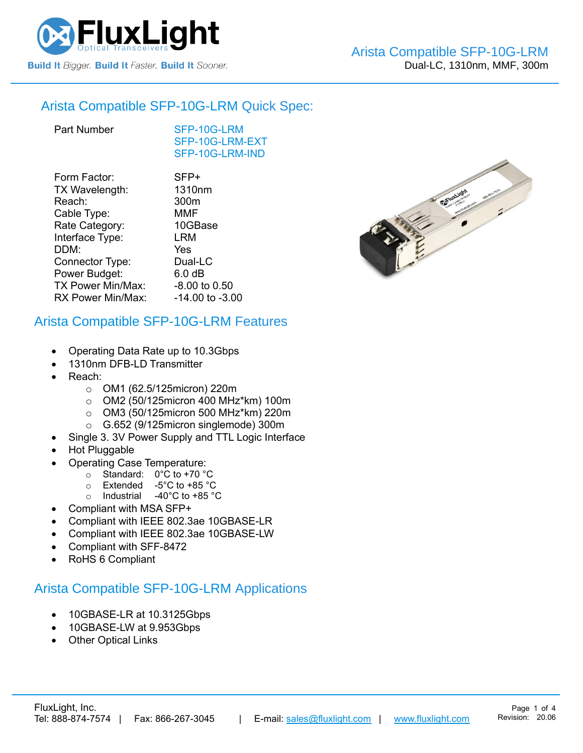# Arista Compatible SFP-10G-LRM

Dual-LC, 1310nm, MMF, 300m

## Arista Compatible SFP-10G-LRM Quick Spec:

| | |
|---|---|
| Part Number | SFP-10G-LRM<br>SFP-10G-LRM-EXT<br>SFP-10G-LRM-IND |
| Form Factor: | SFP+ |
| TX Wavelength: | 1310nm |
| Reach: | 300m |
| Cable Type: | MMF |
| Rate Category: | 10GBase |
| Interface Type: | LRM |
| DDM: | Yes |
| Connector Type: | Dual-LC |
| Power Budget: | 6.0 dB |
| TX Power Min/Max: | -8.00 to 0.50 |
| RX Power Min/Max: | -14.00 to -3.00 |

## Arista Compatible SFP-10G-LRM Features

- Operating Data Rate up to 10.3Gbps
- 1310nm DFB-LD Transmitter
- Reach:
  - OM1 (62.5/125micron) 220m
  - OM2 (50/125micron 400 MHz*km) 100m
  - OM3 (50/125micron 500 MHz*km) 220m
  - G.652 (9/125micron singlemode) 300m
- Single 3. 3V Power Supply and TTL Logic Interface
- Hot Pluggable
- Operating Case Temperature:
  - Standard: 0°C to +70 °C
  - Extended -5°C to +85 °C
  - Industrial -40°C to +85 °C
- Compliant with MSA SFP+
- Compliant with IEEE 802.3ae 10GBASE-LR
- Compliant with IEEE 802.3ae 10GBASE-LW
- Compliant with SFF-8472
- RoHS 6 Compliant

## Arista Compatible SFP-10G-LRM Applications

- 10GBASE-LR at 10.3125Gbps
- 10GBASE-LW at 9.953Gbps
- Other Optical Links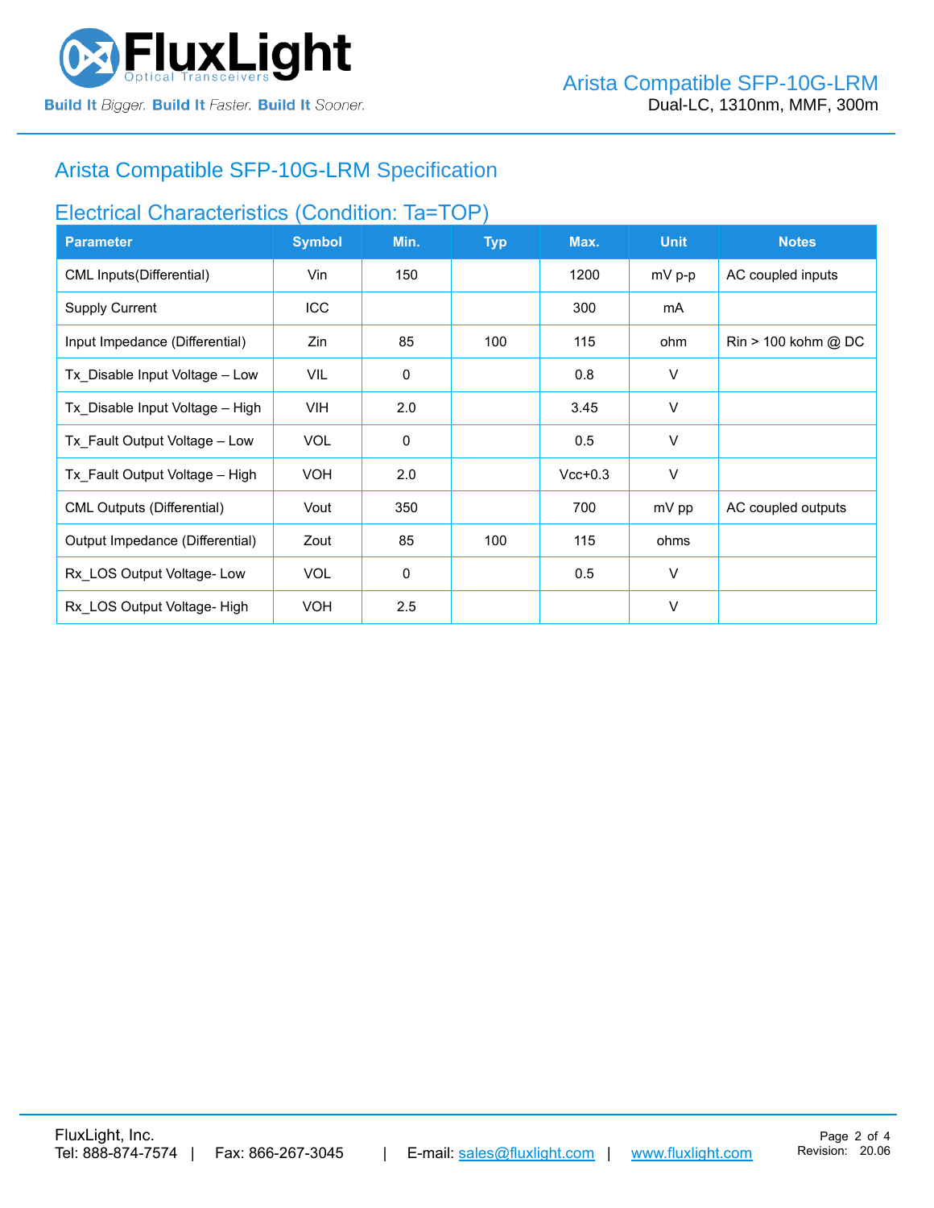## Arista Compatible SFP-10G-LRM Specification

### Electrical Characteristics (Condition: Ta=TOP)

| Parameter | Symbol | Min. | Typ | Max. | Unit | Notes |
|---|---|---|---|---|---|---|
| CML Inputs(Differential) | Vin | 150 | | 1200 | mV p-p | AC coupled inputs |
| Supply Current | ICC | | | 300 | mA | |
| Input Impedance (Differential) | Zin | 85 | 100 | 115 | ohm | Rin > 100 kohm @ DC |
| Tx_Disable Input Voltage – Low | VIL | 0 | | 0.8 | V | |
| Tx_Disable Input Voltage – High | VIH | 2.0 | | 3.45 | V | |
| Tx_Fault Output Voltage – Low | VOL | 0 | | 0.5 | V | |
| Tx_Fault Output Voltage – High | VOH | 2.0 | | Vcc+0.3 | V | |
| CML Outputs (Differential) | Vout | 350 | | 700 | mV pp | AC coupled outputs |
| Output Impedance (Differential) | Zout | 85 | 100 | 115 | ohms | |
| Rx_LOS Output Voltage- Low | VOL | 0 | | 0.5 | V | |
| Rx_LOS Output Voltage- High | VOH | 2.5 | | | V | |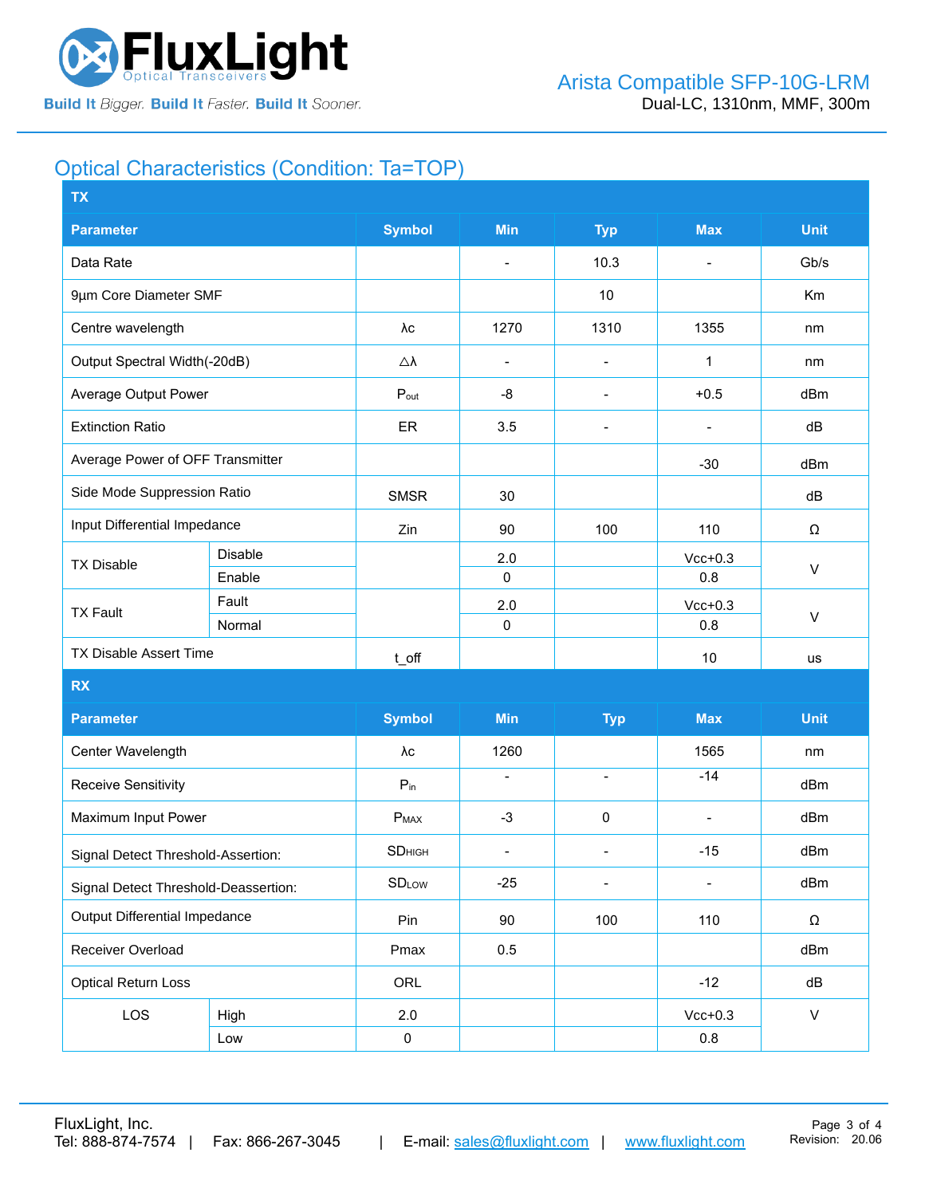## Optical Characteristics (Condition: Ta=TOP)

| TX | | | | | | |
|---|---|---|---|---|---|---|
| **Parameter** | | **Symbol** | **Min** | **Typ** | **Max** | **Unit** |
| Data Rate | | | - | 10.3 | - | Gb/s |
| 9µm Core Diameter SMF | | | | 10 | | Km |
| Centre wavelength | | λc | 1270 | 1310 | 1355 | nm |
| Output Spectral Width(-20dB) | | △λ | - | - | 1 | nm |
| Average Output Power | | $P_{out}$ | -8 | - | +0.5 | dBm |
| Extinction Ratio | | ER | 3.5 | - | - | dB |
| Average Power of OFF Transmitter | | | | | -30 | dBm |
| Side Mode Suppression Ratio | | SMSR | 30 | | | dB |
| Input Differential Impedance | | Zin | 90 | 100 | 110 | Ω |
| TX Disable | Disable | | 2.0 | | Vcc+0.3 | V |
| | Enable | | 0 | | 0.8 | |
| TX Fault | Fault | | 2.0 | | Vcc+0.3 | V |
| | Normal | | 0 | | 0.8 | |
| TX Disable Assert Time | | t_off | | | 10 | us |

| RX | | | | | | |
|---|---|---|---|---|---|---|
| **Parameter** | | **Symbol** | **Min** | **Typ** | **Max** | **Unit** |
| Center Wavelength | | λc | 1260 | | 1565 | nm |
| Receive Sensitivity | | $P_{in}$ | - | - | -14 | dBm |
| Maximum Input Power | | $P_{MAX}$ | -3 | 0 | - | dBm |
| Signal Detect Threshold-Assertion: | | $SD_{HIGH}$ | - | - | -15 | dBm |
| Signal Detect Threshold-Deassertion: | | $SD_{LOW}$ | -25 | - | - | dBm |
| Output Differential Impedance | | Pin | 90 | 100 | 110 | Ω |
| Receiver Overload | | Pmax | 0.5 | | | dBm |
| Optical Return Loss | | ORL | | | -12 | dB |
| LOS | High | 2.0 | | | Vcc+0.3 | V |
| | Low | 0 | | | 0.8 | |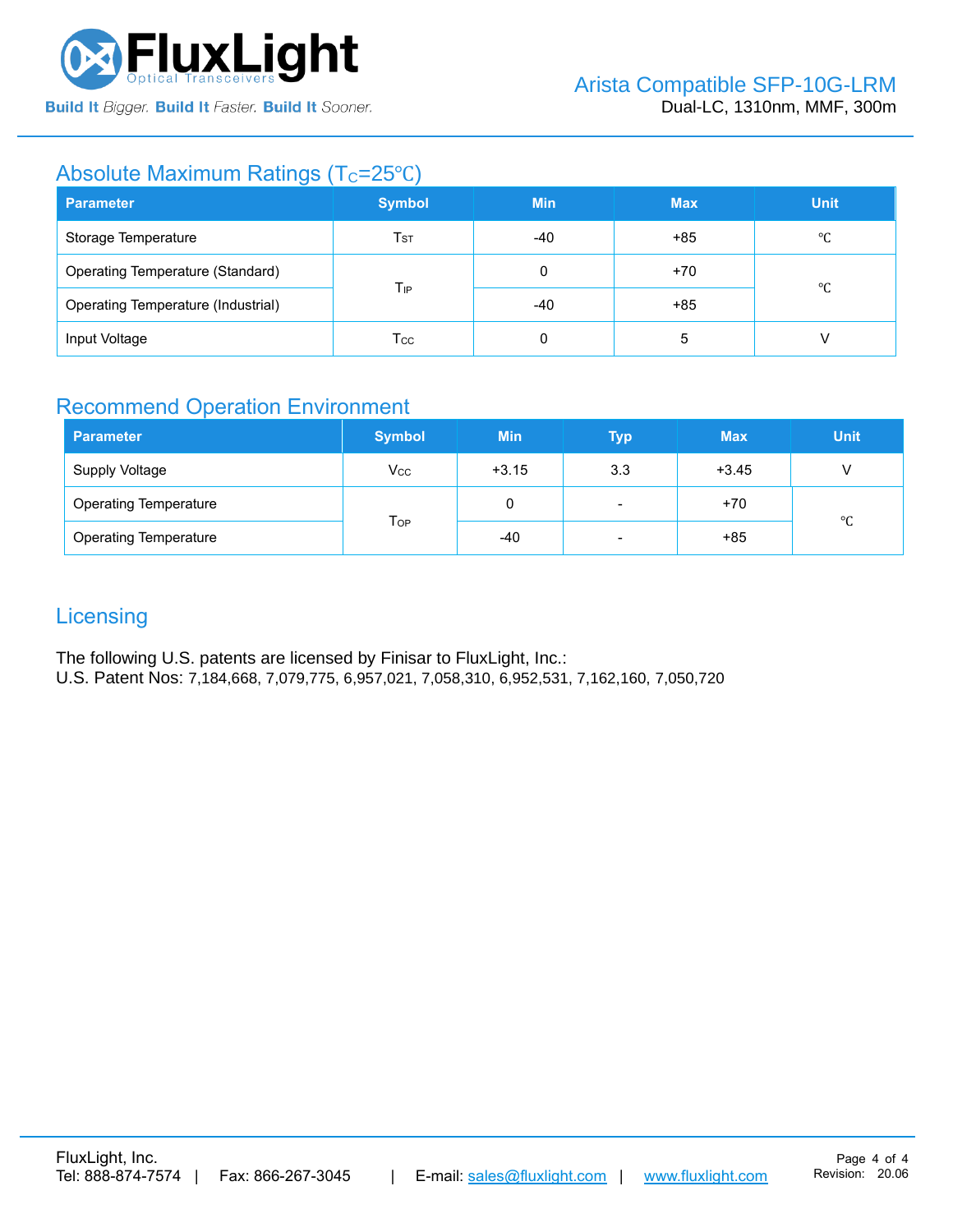## Absolute Maximum Ratings ($T_C$=25℃)

| Parameter | Symbol | Min | Max | Unit |
|---|---|---|---|---|
| Storage Temperature | $T_{ST}$ | -40 | +85 | ℃ |
| Operating Temperature (Standard) | $T_{IP}$ | 0 | +70 | ℃ |
| Operating Temperature (Industrial) | | -40 | +85 | |
| Input Voltage | $T_{CC}$ | 0 | 5 | V |

## Recommend Operation Environment

| Parameter | Symbol | Min | Typ | Max | Unit |
|---|---|---|---|---|---|
| Supply Voltage | $V_{CC}$ | +3.15 | 3.3 | +3.45 | V |
| Operating Temperature | $T_{OP}$ | 0 | - | +70 | ℃ |
| Operating Temperature | | -40 | - | +85 | |

## Licensing

The following U.S. patents are licensed by Finisar to FluxLight, Inc.:
U.S. Patent Nos: 7,184,668, 7,079,775, 6,957,021, 7,058,310, 6,952,531, 7,162,160, 7,050,720